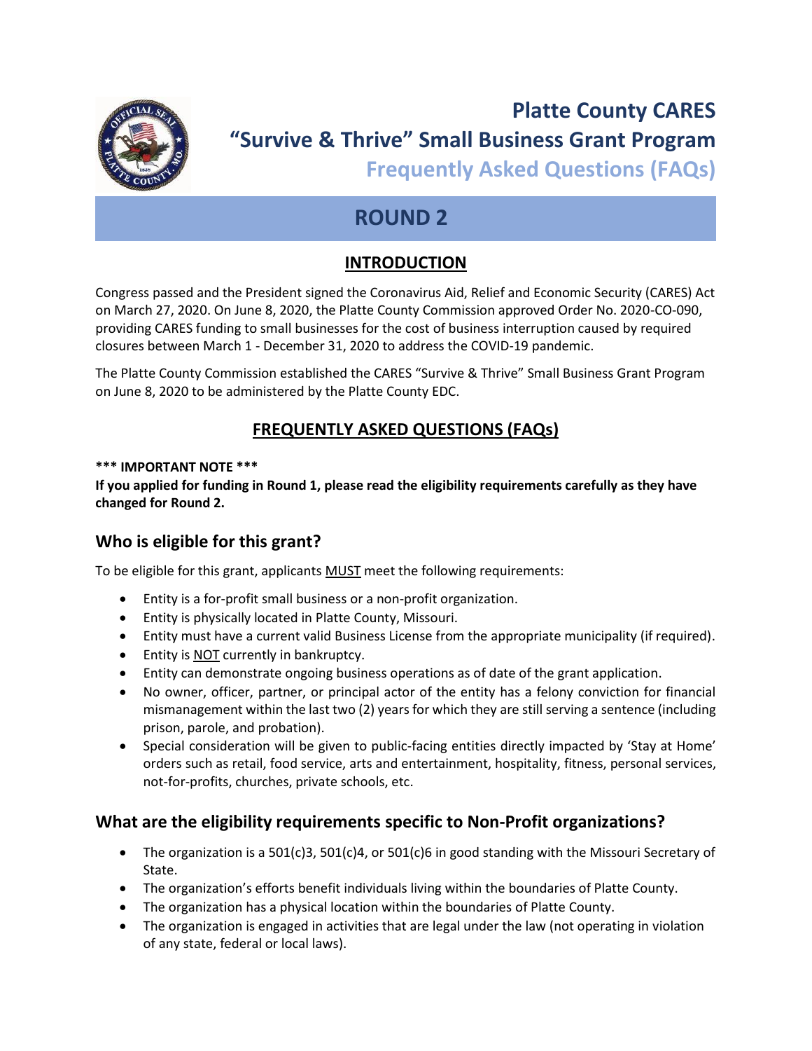# Platte County CARES
# "Survive & Thrive" Small Business Grant Program
## Frequently Asked Questions (FAQs)

## ROUND 2

### INTRODUCTION

Congress passed and the President signed the Coronavirus Aid, Relief and Economic Security (CARES) Act on March 27, 2020. On June 8, 2020, the Platte County Commission approved Order No. 2020-CO-090, providing CARES funding to small businesses for the cost of business interruption caused by required closures between March 1 - December 31, 2020 to address the COVID-19 pandemic.

The Platte County Commission established the CARES "Survive & Thrive" Small Business Grant Program on June 8, 2020 to be administered by the Platte County EDC.

### FREQUENTLY ASKED QUESTIONS (FAQs)

**\*\*\* IMPORTANT NOTE \*\*\***
**If you applied for funding in Round 1, please read the eligibility requirements carefully as they have changed for Round 2.**

## Who is eligible for this grant?

To be eligible for this grant, applicants MUST meet the following requirements:

- Entity is a for-profit small business or a non-profit organization.
- Entity is physically located in Platte County, Missouri.
- Entity must have a current valid Business License from the appropriate municipality (if required).
- Entity is NOT currently in bankruptcy.
- Entity can demonstrate ongoing business operations as of date of the grant application.
- No owner, officer, partner, or principal actor of the entity has a felony conviction for financial mismanagement within the last two (2) years for which they are still serving a sentence (including prison, parole, and probation).
- Special consideration will be given to public-facing entities directly impacted by 'Stay at Home' orders such as retail, food service, arts and entertainment, hospitality, fitness, personal services, not-for-profits, churches, private schools, etc.

## What are the eligibility requirements specific to Non-Profit organizations?

- The organization is a 501(c)3, 501(c)4, or 501(c)6 in good standing with the Missouri Secretary of State.
- The organization's efforts benefit individuals living within the boundaries of Platte County.
- The organization has a physical location within the boundaries of Platte County.
- The organization is engaged in activities that are legal under the law (not operating in violation of any state, federal or local laws).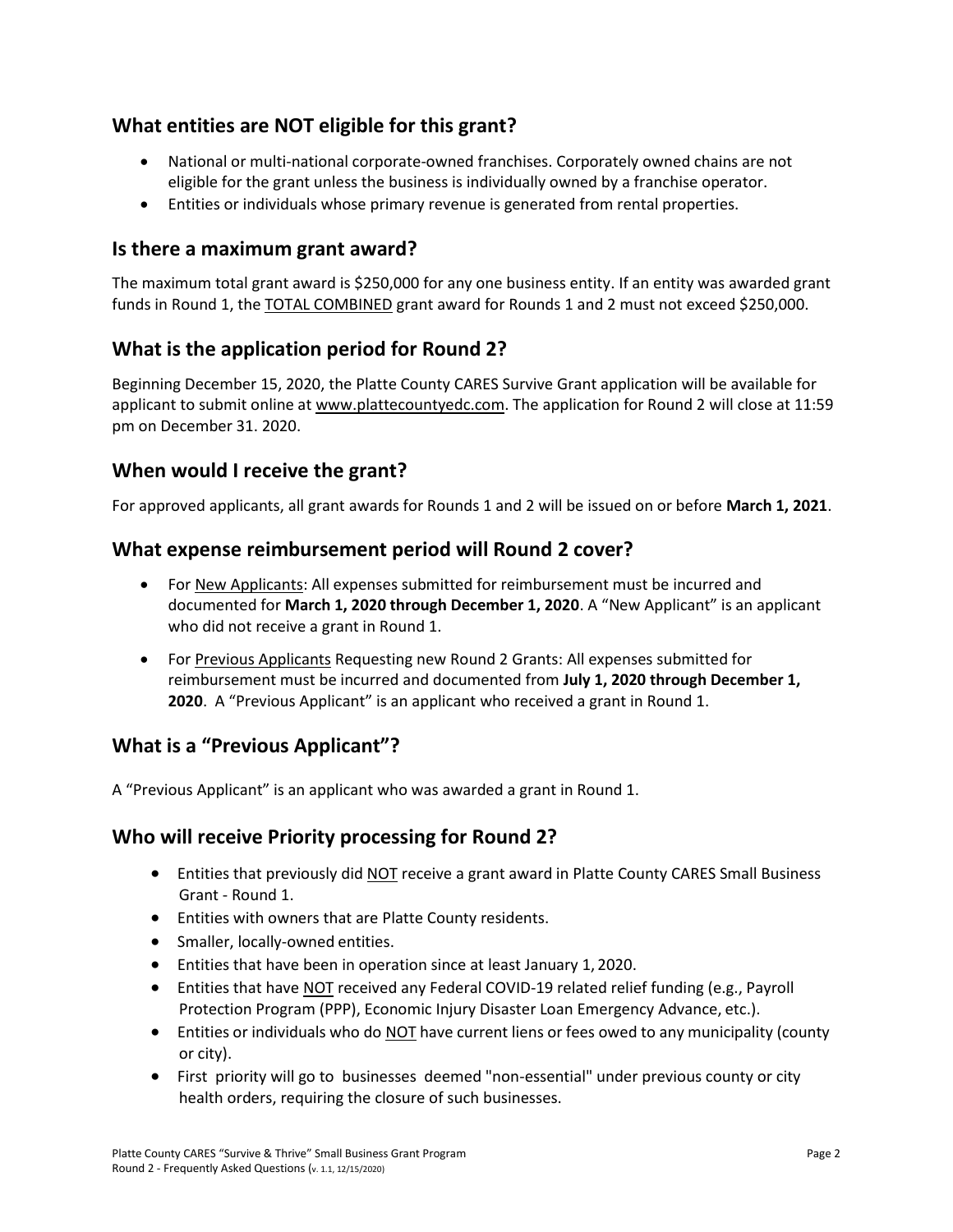## What entities are NOT eligible for this grant?

- National or multi-national corporate-owned franchises. Corporately owned chains are not eligible for the grant unless the business is individually owned by a franchise operator.
- Entities or individuals whose primary revenue is generated from rental properties.

## Is there a maximum grant award?

The maximum total grant award is $250,000 for any one business entity. If an entity was awarded grant funds in Round 1, the TOTAL COMBINED grant award for Rounds 1 and 2 must not exceed $250,000.

## What is the application period for Round 2?

Beginning December 15, 2020, the Platte County CARES Survive Grant application will be available for applicant to submit online at www.plattecountyedc.com. The application for Round 2 will close at 11:59 pm on December 31. 2020.

## When would I receive the grant?

For approved applicants, all grant awards for Rounds 1 and 2 will be issued on or before **March 1, 2021**.

## What expense reimbursement period will Round 2 cover?

- For New Applicants: All expenses submitted for reimbursement must be incurred and documented for **March 1, 2020 through December 1, 2020**. A "New Applicant" is an applicant who did not receive a grant in Round 1.
- For Previous Applicants Requesting new Round 2 Grants: All expenses submitted for reimbursement must be incurred and documented from **July 1, 2020 through December 1, 2020**. A "Previous Applicant" is an applicant who received a grant in Round 1.

## What is a "Previous Applicant"?

A "Previous Applicant" is an applicant who was awarded a grant in Round 1.

## Who will receive Priority processing for Round 2?

- Entities that previously did NOT receive a grant award in Platte County CARES Small Business Grant - Round 1.
- Entities with owners that are Platte County residents.
- Smaller, locally-owned entities.
- Entities that have been in operation since at least January 1, 2020.
- Entities that have NOT received any Federal COVID-19 related relief funding (e.g., Payroll Protection Program (PPP), Economic Injury Disaster Loan Emergency Advance, etc.).
- Entities or individuals who do NOT have current liens or fees owed to any municipality (county or city).
- First priority will go to businesses deemed "non-essential" under previous county or city health orders, requiring the closure of such businesses.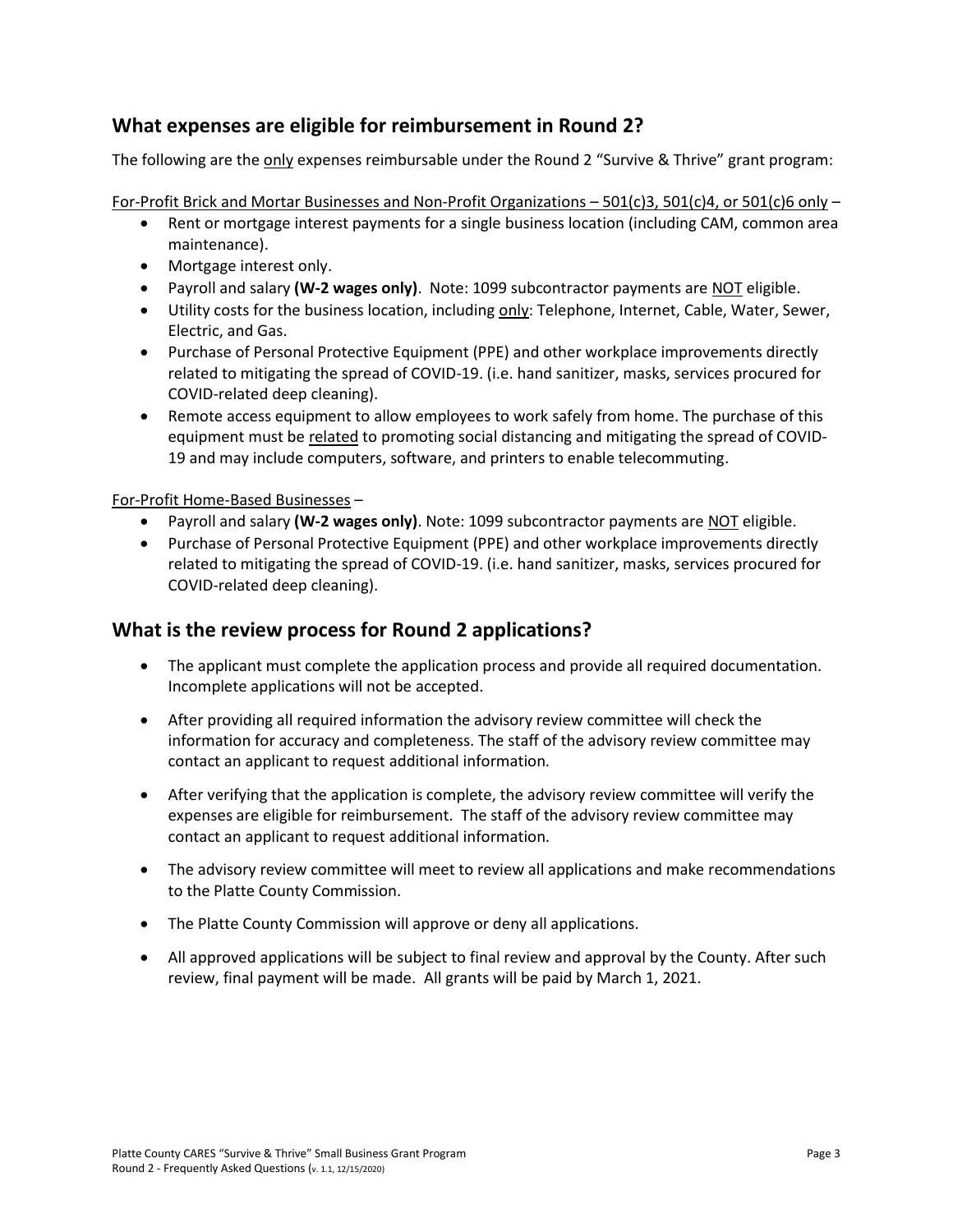## What expenses are eligible for reimbursement in Round 2?

The following are the only expenses reimbursable under the Round 2 "Survive & Thrive" grant program:

For-Profit Brick and Mortar Businesses and Non-Profit Organizations – 501(c)3, 501(c)4, or 501(c)6 only –

- Rent or mortgage interest payments for a single business location (including CAM, common area maintenance).
- Mortgage interest only.
- Payroll and salary **(W-2 wages only)**. Note: 1099 subcontractor payments are NOT eligible.
- Utility costs for the business location, including only: Telephone, Internet, Cable, Water, Sewer, Electric, and Gas.
- Purchase of Personal Protective Equipment (PPE) and other workplace improvements directly related to mitigating the spread of COVID-19. (i.e. hand sanitizer, masks, services procured for COVID-related deep cleaning).
- Remote access equipment to allow employees to work safely from home. The purchase of this equipment must be related to promoting social distancing and mitigating the spread of COVID-19 and may include computers, software, and printers to enable telecommuting.

For-Profit Home-Based Businesses –

- Payroll and salary **(W-2 wages only)**. Note: 1099 subcontractor payments are NOT eligible.
- Purchase of Personal Protective Equipment (PPE) and other workplace improvements directly related to mitigating the spread of COVID-19. (i.e. hand sanitizer, masks, services procured for COVID-related deep cleaning).

## What is the review process for Round 2 applications?

- The applicant must complete the application process and provide all required documentation. Incomplete applications will not be accepted.
- After providing all required information the advisory review committee will check the information for accuracy and completeness. The staff of the advisory review committee may contact an applicant to request additional information.
- After verifying that the application is complete, the advisory review committee will verify the expenses are eligible for reimbursement. The staff of the advisory review committee may contact an applicant to request additional information.
- The advisory review committee will meet to review all applications and make recommendations to the Platte County Commission.
- The Platte County Commission will approve or deny all applications.
- All approved applications will be subject to final review and approval by the County. After such review, final payment will be made. All grants will be paid by March 1, 2021.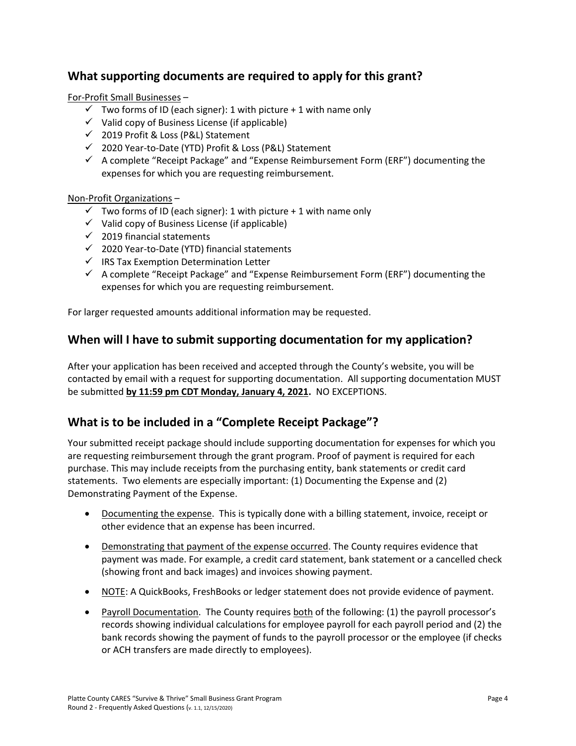## What supporting documents are required to apply for this grant?

For-Profit Small Businesses –

- ✓ Two forms of ID (each signer): 1 with picture + 1 with name only
- ✓ Valid copy of Business License (if applicable)
- ✓ 2019 Profit & Loss (P&L) Statement
- ✓ 2020 Year-to-Date (YTD) Profit & Loss (P&L) Statement
- ✓ A complete "Receipt Package" and "Expense Reimbursement Form (ERF)" documenting the expenses for which you are requesting reimbursement.

Non-Profit Organizations –

- ✓ Two forms of ID (each signer): 1 with picture + 1 with name only
- ✓ Valid copy of Business License (if applicable)
- ✓ 2019 financial statements
- ✓ 2020 Year-to-Date (YTD) financial statements
- ✓ IRS Tax Exemption Determination Letter
- ✓ A complete "Receipt Package" and "Expense Reimbursement Form (ERF)" documenting the expenses for which you are requesting reimbursement.

For larger requested amounts additional information may be requested.

## When will I have to submit supporting documentation for my application?

After your application has been received and accepted through the County's website, you will be contacted by email with a request for supporting documentation. All supporting documentation MUST be submitted **by 11:59 pm CDT Monday, January 4, 2021.** NO EXCEPTIONS.

## What is to be included in a "Complete Receipt Package"?

Your submitted receipt package should include supporting documentation for expenses for which you are requesting reimbursement through the grant program. Proof of payment is required for each purchase. This may include receipts from the purchasing entity, bank statements or credit card statements. Two elements are especially important: (1) Documenting the Expense and (2) Demonstrating Payment of the Expense.

- Documenting the expense. This is typically done with a billing statement, invoice, receipt or other evidence that an expense has been incurred.
- Demonstrating that payment of the expense occurred. The County requires evidence that payment was made. For example, a credit card statement, bank statement or a cancelled check (showing front and back images) and invoices showing payment.
- NOTE: A QuickBooks, FreshBooks or ledger statement does not provide evidence of payment.
- Payroll Documentation. The County requires both of the following: (1) the payroll processor's records showing individual calculations for employee payroll for each payroll period and (2) the bank records showing the payment of funds to the payroll processor or the employee (if checks or ACH transfers are made directly to employees).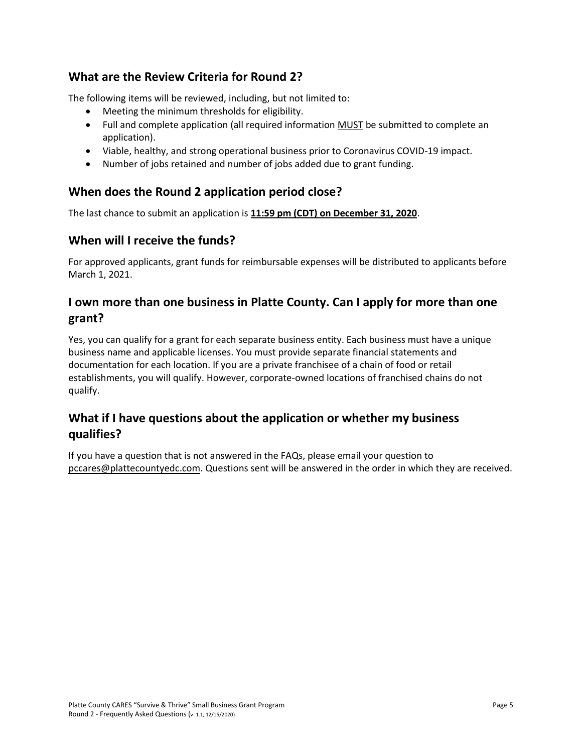## What are the Review Criteria for Round 2?

The following items will be reviewed, including, but not limited to:

- Meeting the minimum thresholds for eligibility.
- Full and complete application (all required information MUST be submitted to complete an application).
- Viable, healthy, and strong operational business prior to Coronavirus COVID-19 impact.
- Number of jobs retained and number of jobs added due to grant funding.

## When does the Round 2 application period close?

The last chance to submit an application is **11:59 pm (CDT) on December 31, 2020**.

## When will I receive the funds?

For approved applicants, grant funds for reimbursable expenses will be distributed to applicants before March 1, 2021.

## I own more than one business in Platte County. Can I apply for more than one grant?

Yes, you can qualify for a grant for each separate business entity. Each business must have a unique business name and applicable licenses. You must provide separate financial statements and documentation for each location. If you are a private franchisee of a chain of food or retail establishments, you will qualify. However, corporate-owned locations of franchised chains do not qualify.

## What if I have questions about the application or whether my business qualifies?

If you have a question that is not answered in the FAQs, please email your question to pccares@plattecountyedc.com. Questions sent will be answered in the order in which they are received.